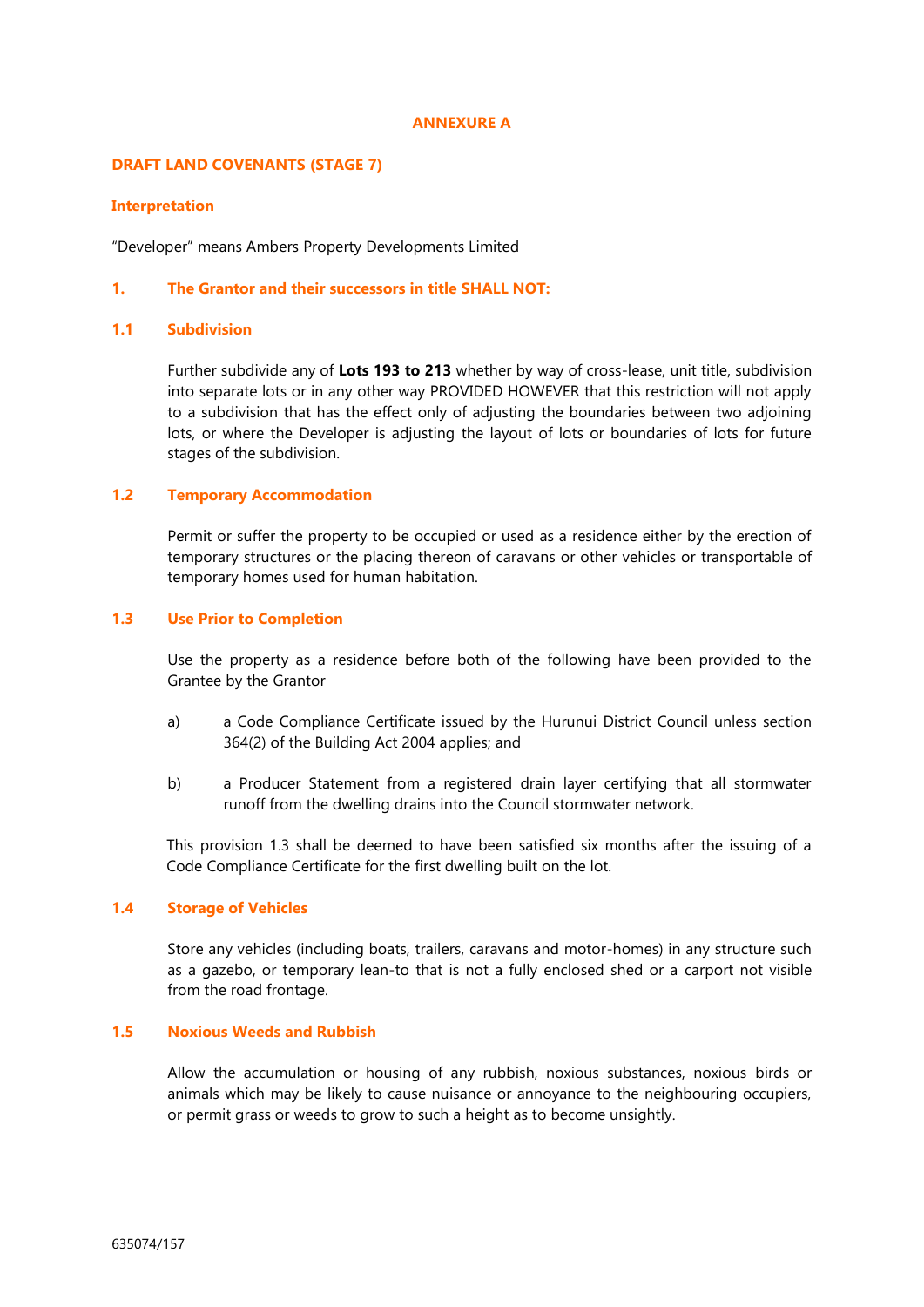# ANNEXURE A

## DRAFT LAND COVENANTS (STAGE 7)

### Interpretation

"Developer" means Ambers Property Developments Limited

### 1. The Grantor and their successors in title SHALL NOT:

#### 1.1 Subdivision

Further subdivide any of **Lots 193 to 213** whether by way of cross-lease, unit title, subdivision into separate lots or in any other way PROVIDED HOWEVER that this restriction will not apply to a subdivision that has the effect only of adjusting the boundaries between two adjoining lots, or where the Developer is adjusting the layout of lots or boundaries of lots for future stages of the subdivision.

#### 1.2 Temporary Accommodation

Permit or suffer the property to be occupied or used as a residence either by the erection of temporary structures or the placing thereon of caravans or other vehicles or transportable of temporary homes used for human habitation.

#### 1.3 Use Prior to Completion

Use the property as a residence before both of the following have been provided to the Grantee by the Grantor

a) a Code Compliance Certificate issued by the Hurunui District Council unless section 364(2) of the Building Act 2004 applies; and

b) a Producer Statement from a registered drain layer certifying that all stormwater runoff from the dwelling drains into the Council stormwater network.

This provision 1.3 shall be deemed to have been satisfied six months after the issuing of a Code Compliance Certificate for the first dwelling built on the lot.

#### 1.4 Storage of Vehicles

Store any vehicles (including boats, trailers, caravans and motor-homes) in any structure such as a gazebo, or temporary lean-to that is not a fully enclosed shed or a carport not visible from the road frontage.

#### 1.5 Noxious Weeds and Rubbish

Allow the accumulation or housing of any rubbish, noxious substances, noxious birds or animals which may be likely to cause nuisance or annoyance to the neighbouring occupiers, or permit grass or weeds to grow to such a height as to become unsightly.

635074/157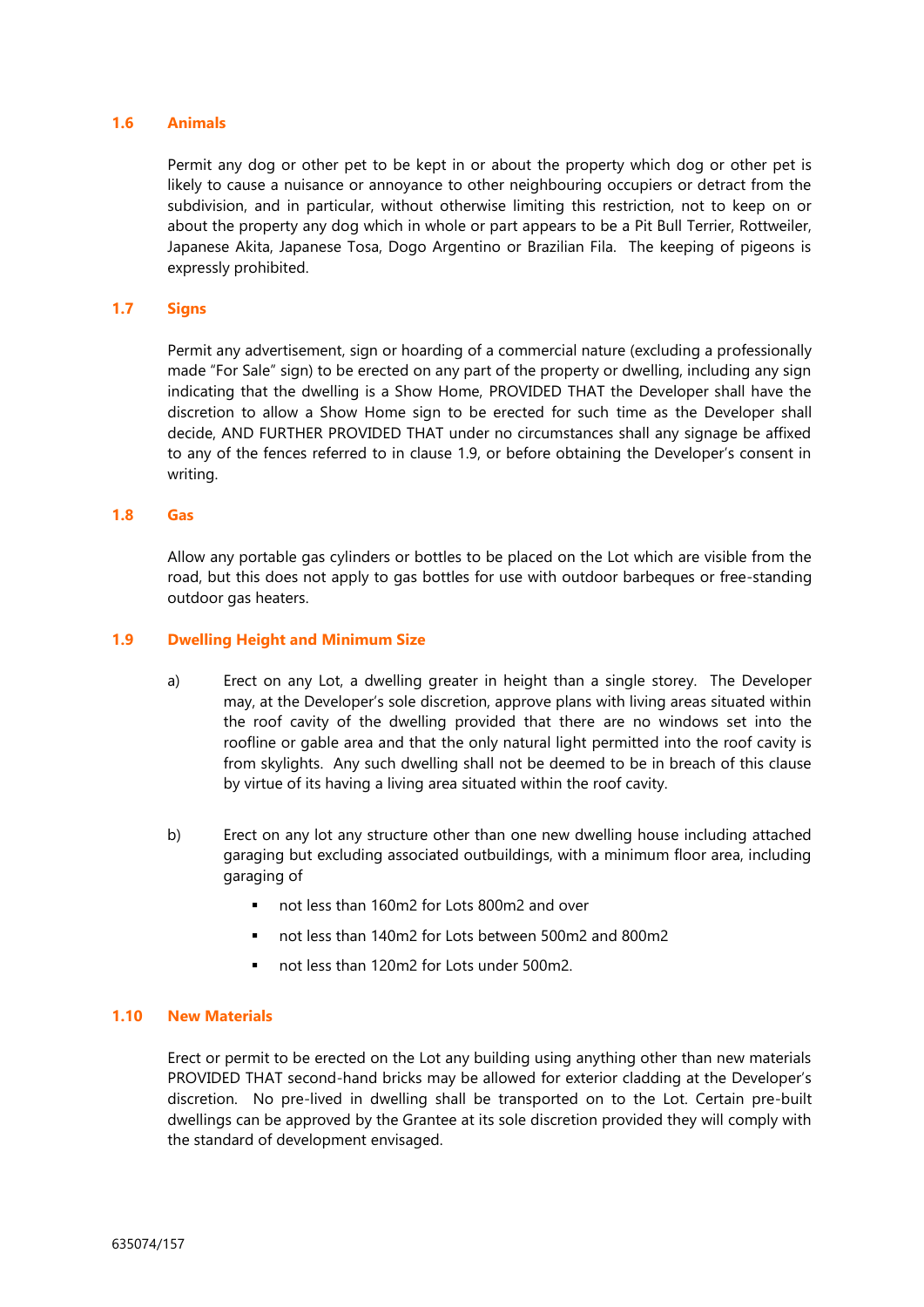### 1.6 Animals

Permit any dog or other pet to be kept in or about the property which dog or other pet is likely to cause a nuisance or annoyance to other neighbouring occupiers or detract from the subdivision, and in particular, without otherwise limiting this restriction, not to keep on or about the property any dog which in whole or part appears to be a Pit Bull Terrier, Rottweiler, Japanese Akita, Japanese Tosa, Dogo Argentino or Brazilian Fila. The keeping of pigeons is expressly prohibited.

### 1.7 Signs

Permit any advertisement, sign or hoarding of a commercial nature (excluding a professionally made "For Sale" sign) to be erected on any part of the property or dwelling, including any sign indicating that the dwelling is a Show Home, PROVIDED THAT the Developer shall have the discretion to allow a Show Home sign to be erected for such time as the Developer shall decide, AND FURTHER PROVIDED THAT under no circumstances shall any signage be affixed to any of the fences referred to in clause 1.9, or before obtaining the Developer's consent in writing.

### 1.8 Gas

Allow any portable gas cylinders or bottles to be placed on the Lot which are visible from the road, but this does not apply to gas bottles for use with outdoor barbeques or free-standing outdoor gas heaters.

### 1.9 Dwelling Height and Minimum Size

a) Erect on any Lot, a dwelling greater in height than a single storey. The Developer may, at the Developer's sole discretion, approve plans with living areas situated within the roof cavity of the dwelling provided that there are no windows set into the roofline or gable area and that the only natural light permitted into the roof cavity is from skylights. Any such dwelling shall not be deemed to be in breach of this clause by virtue of its having a living area situated within the roof cavity.

b) Erect on any lot any structure other than one new dwelling house including attached garaging but excluding associated outbuildings, with a minimum floor area, including garaging of

- not less than 160m2 for Lots 800m2 and over
- not less than 140m2 for Lots between 500m2 and 800m2
- not less than 120m2 for Lots under 500m2.

### 1.10 New Materials

Erect or permit to be erected on the Lot any building using anything other than new materials PROVIDED THAT second-hand bricks may be allowed for exterior cladding at the Developer's discretion. No pre-lived in dwelling shall be transported on to the Lot. Certain pre-built dwellings can be approved by the Grantee at its sole discretion provided they will comply with the standard of development envisaged.

635074/157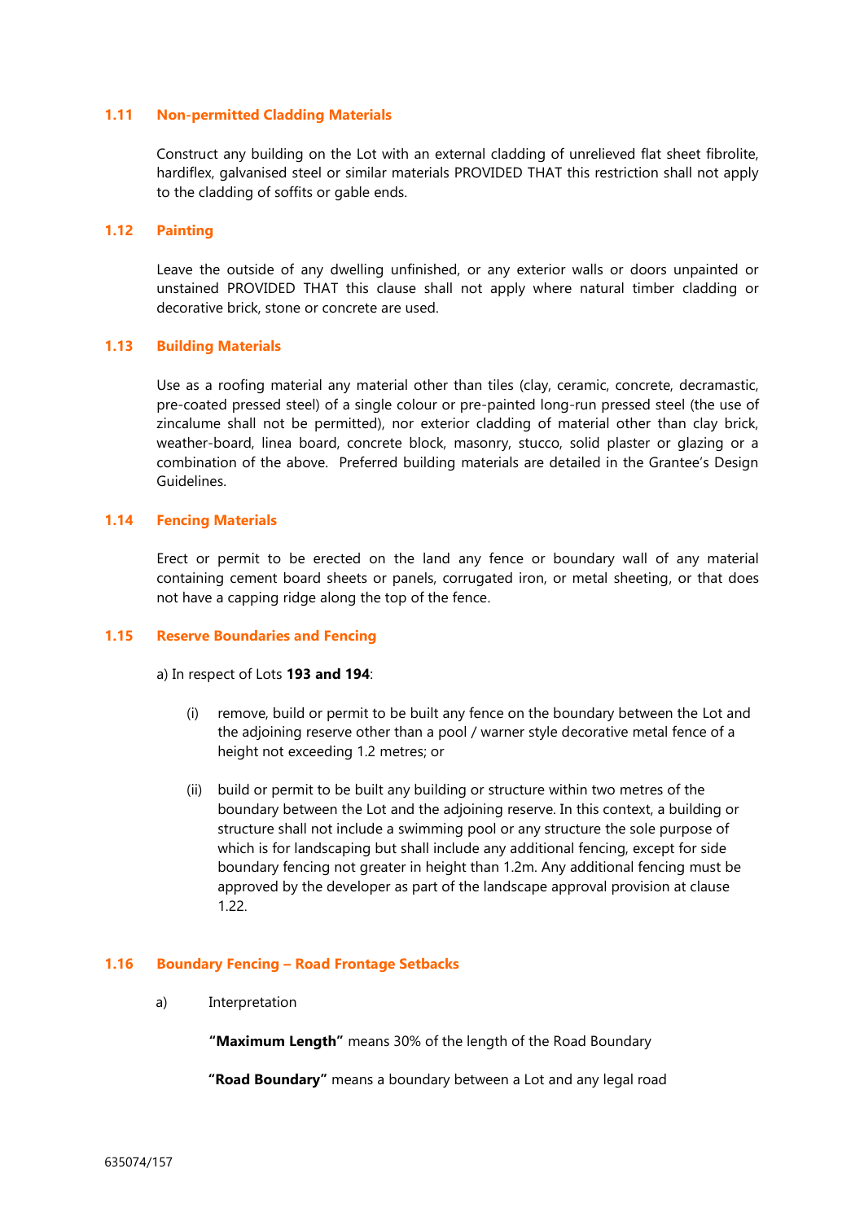### 1.11 Non-permitted Cladding Materials

Construct any building on the Lot with an external cladding of unrelieved flat sheet fibrolite, hardiflex, galvanised steel or similar materials PROVIDED THAT this restriction shall not apply to the cladding of soffits or gable ends.

### 1.12 Painting

Leave the outside of any dwelling unfinished, or any exterior walls or doors unpainted or unstained PROVIDED THAT this clause shall not apply where natural timber cladding or decorative brick, stone or concrete are used.

### 1.13 Building Materials

Use as a roofing material any material other than tiles (clay, ceramic, concrete, decramastic, pre-coated pressed steel) of a single colour or pre-painted long-run pressed steel (the use of zincalume shall not be permitted), nor exterior cladding of material other than clay brick, weather-board, linea board, concrete block, masonry, stucco, solid plaster or glazing or a combination of the above. Preferred building materials are detailed in the Grantee's Design Guidelines.

### 1.14 Fencing Materials

Erect or permit to be erected on the land any fence or boundary wall of any material containing cement board sheets or panels, corrugated iron, or metal sheeting, or that does not have a capping ridge along the top of the fence.

### 1.15 Reserve Boundaries and Fencing

a) In respect of Lots **193 and 194**:

(i) remove, build or permit to be built any fence on the boundary between the Lot and the adjoining reserve other than a pool / warner style decorative metal fence of a height not exceeding 1.2 metres; or

(ii) build or permit to be built any building or structure within two metres of the boundary between the Lot and the adjoining reserve. In this context, a building or structure shall not include a swimming pool or any structure the sole purpose of which is for landscaping but shall include any additional fencing, except for side boundary fencing not greater in height than 1.2m. Any additional fencing must be approved by the developer as part of the landscape approval provision at clause 1.22.

### 1.16 Boundary Fencing – Road Frontage Setbacks

a) Interpretation

**"Maximum Length"** means 30% of the length of the Road Boundary

**"Road Boundary"** means a boundary between a Lot and any legal road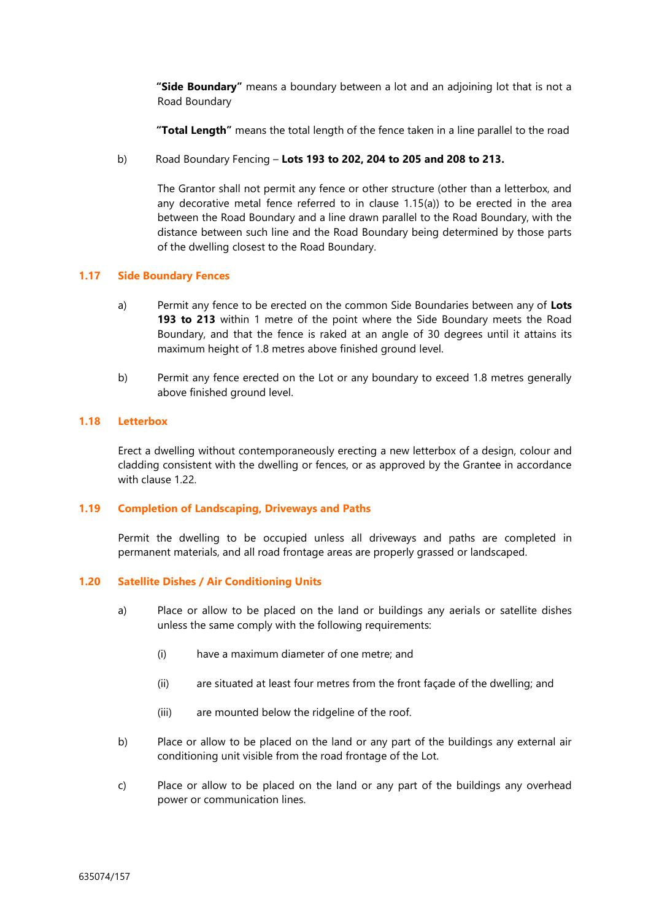**"Side Boundary"** means a boundary between a lot and an adjoining lot that is not a Road Boundary

**"Total Length"** means the total length of the fence taken in a line parallel to the road

b) Road Boundary Fencing – **Lots 193 to 202, 204 to 205 and 208 to 213.**

The Grantor shall not permit any fence or other structure (other than a letterbox, and any decorative metal fence referred to in clause 1.15(a)) to be erected in the area between the Road Boundary and a line drawn parallel to the Road Boundary, with the distance between such line and the Road Boundary being determined by those parts of the dwelling closest to the Road Boundary.

### 1.17 Side Boundary Fences

a) Permit any fence to be erected on the common Side Boundaries between any of **Lots 193 to 213** within 1 metre of the point where the Side Boundary meets the Road Boundary, and that the fence is raked at an angle of 30 degrees until it attains its maximum height of 1.8 metres above finished ground level.

b) Permit any fence erected on the Lot or any boundary to exceed 1.8 metres generally above finished ground level.

### 1.18 Letterbox

Erect a dwelling without contemporaneously erecting a new letterbox of a design, colour and cladding consistent with the dwelling or fences, or as approved by the Grantee in accordance with clause 1.22.

### 1.19 Completion of Landscaping, Driveways and Paths

Permit the dwelling to be occupied unless all driveways and paths are completed in permanent materials, and all road frontage areas are properly grassed or landscaped.

### 1.20 Satellite Dishes / Air Conditioning Units

a) Place or allow to be placed on the land or buildings any aerials or satellite dishes unless the same comply with the following requirements:

(i) have a maximum diameter of one metre; and

(ii) are situated at least four metres from the front façade of the dwelling; and

(iii) are mounted below the ridgeline of the roof.

b) Place or allow to be placed on the land or any part of the buildings any external air conditioning unit visible from the road frontage of the Lot.

c) Place or allow to be placed on the land or any part of the buildings any overhead power or communication lines.

635074/157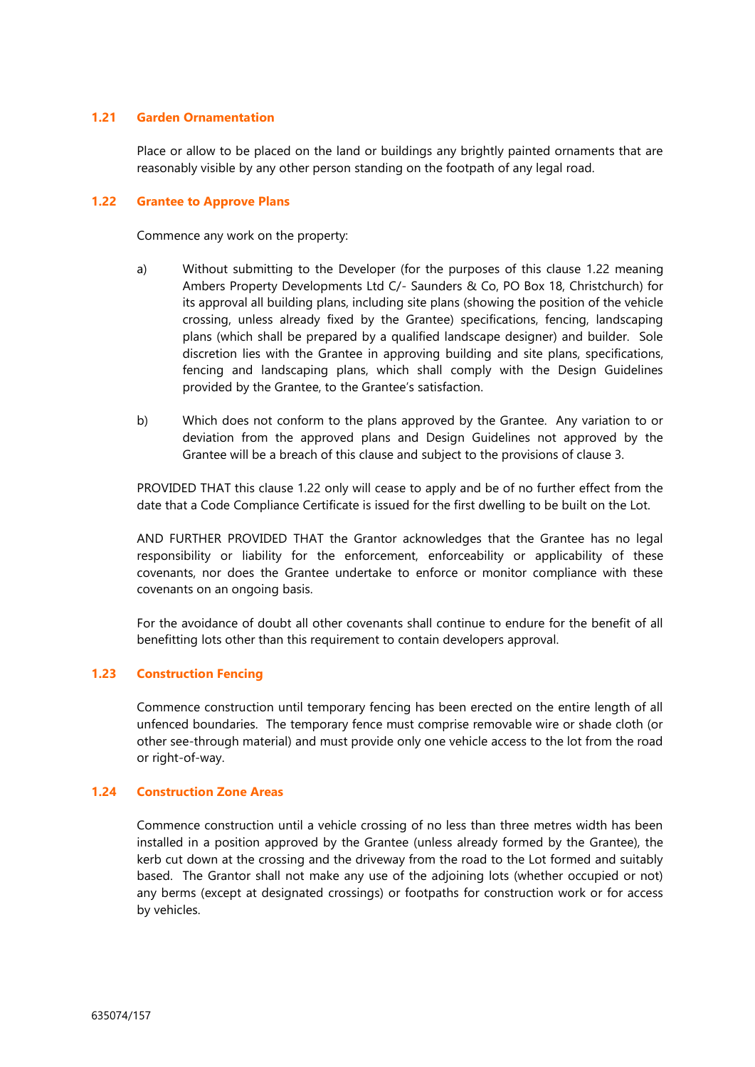### 1.21 Garden Ornamentation

Place or allow to be placed on the land or buildings any brightly painted ornaments that are reasonably visible by any other person standing on the footpath of any legal road.

### 1.22 Grantee to Approve Plans

Commence any work on the property:

a) Without submitting to the Developer (for the purposes of this clause 1.22 meaning Ambers Property Developments Ltd C/- Saunders & Co, PO Box 18, Christchurch) for its approval all building plans, including site plans (showing the position of the vehicle crossing, unless already fixed by the Grantee) specifications, fencing, landscaping plans (which shall be prepared by a qualified landscape designer) and builder. Sole discretion lies with the Grantee in approving building and site plans, specifications, fencing and landscaping plans, which shall comply with the Design Guidelines provided by the Grantee, to the Grantee's satisfaction.

b) Which does not conform to the plans approved by the Grantee. Any variation to or deviation from the approved plans and Design Guidelines not approved by the Grantee will be a breach of this clause and subject to the provisions of clause 3.

PROVIDED THAT this clause 1.22 only will cease to apply and be of no further effect from the date that a Code Compliance Certificate is issued for the first dwelling to be built on the Lot.

AND FURTHER PROVIDED THAT the Grantor acknowledges that the Grantee has no legal responsibility or liability for the enforcement, enforceability or applicability of these covenants, nor does the Grantee undertake to enforce or monitor compliance with these covenants on an ongoing basis.

For the avoidance of doubt all other covenants shall continue to endure for the benefit of all benefitting lots other than this requirement to contain developers approval.

### 1.23 Construction Fencing

Commence construction until temporary fencing has been erected on the entire length of all unfenced boundaries. The temporary fence must comprise removable wire or shade cloth (or other see-through material) and must provide only one vehicle access to the lot from the road or right-of-way.

### 1.24 Construction Zone Areas

Commence construction until a vehicle crossing of no less than three metres width has been installed in a position approved by the Grantee (unless already formed by the Grantee), the kerb cut down at the crossing and the driveway from the road to the Lot formed and suitably based. The Grantor shall not make any use of the adjoining lots (whether occupied or not) any berms (except at designated crossings) or footpaths for construction work or for access by vehicles.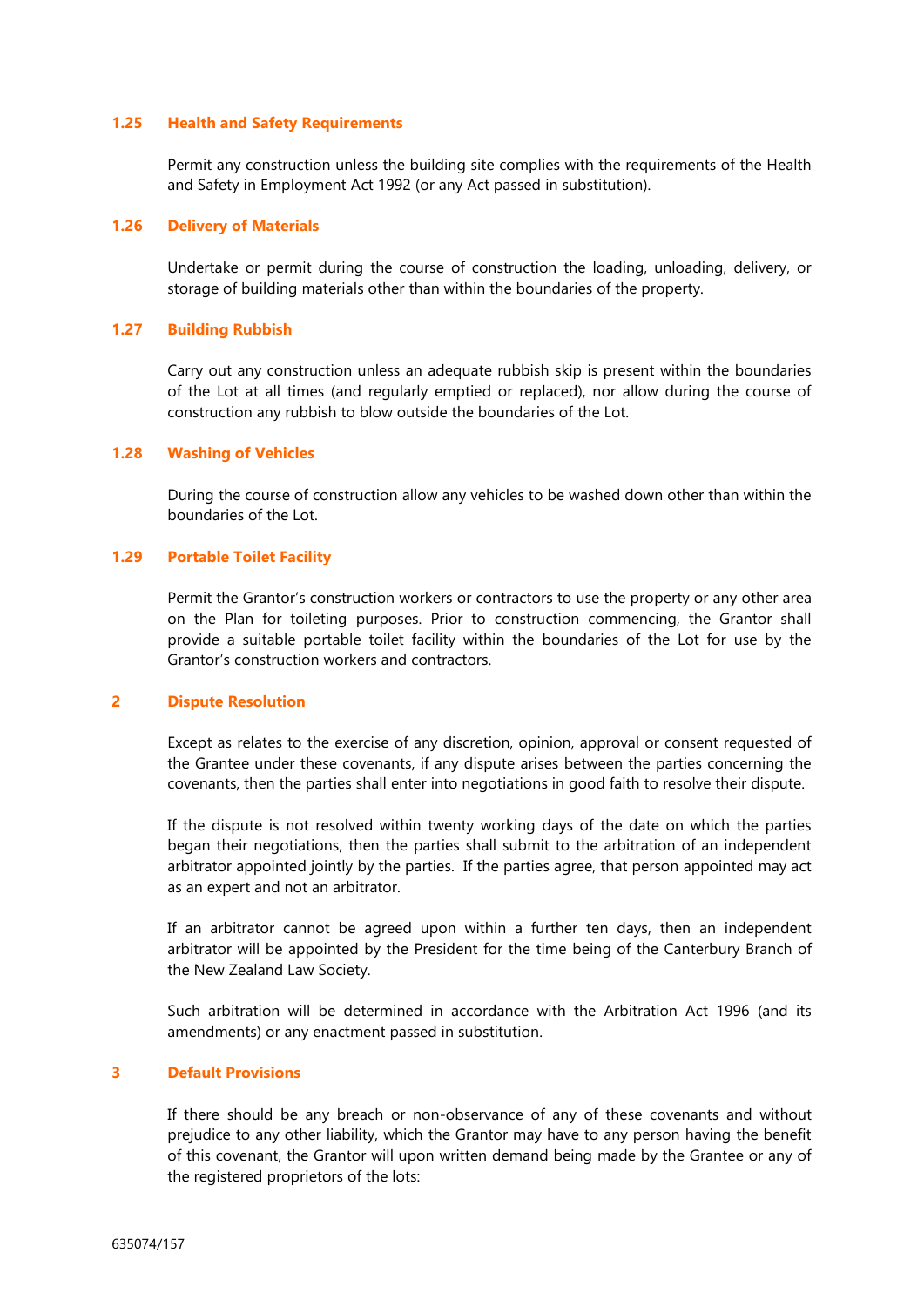### 1.25 Health and Safety Requirements

Permit any construction unless the building site complies with the requirements of the Health and Safety in Employment Act 1992 (or any Act passed in substitution).

### 1.26 Delivery of Materials

Undertake or permit during the course of construction the loading, unloading, delivery, or storage of building materials other than within the boundaries of the property.

### 1.27 Building Rubbish

Carry out any construction unless an adequate rubbish skip is present within the boundaries of the Lot at all times (and regularly emptied or replaced), nor allow during the course of construction any rubbish to blow outside the boundaries of the Lot.

### 1.28 Washing of Vehicles

During the course of construction allow any vehicles to be washed down other than within the boundaries of the Lot.

### 1.29 Portable Toilet Facility

Permit the Grantor's construction workers or contractors to use the property or any other area on the Plan for toileting purposes. Prior to construction commencing, the Grantor shall provide a suitable portable toilet facility within the boundaries of the Lot for use by the Grantor's construction workers and contractors.

## 2 Dispute Resolution

Except as relates to the exercise of any discretion, opinion, approval or consent requested of the Grantee under these covenants, if any dispute arises between the parties concerning the covenants, then the parties shall enter into negotiations in good faith to resolve their dispute.

If the dispute is not resolved within twenty working days of the date on which the parties began their negotiations, then the parties shall submit to the arbitration of an independent arbitrator appointed jointly by the parties. If the parties agree, that person appointed may act as an expert and not an arbitrator.

If an arbitrator cannot be agreed upon within a further ten days, then an independent arbitrator will be appointed by the President for the time being of the Canterbury Branch of the New Zealand Law Society.

Such arbitration will be determined in accordance with the Arbitration Act 1996 (and its amendments) or any enactment passed in substitution.

## 3 Default Provisions

If there should be any breach or non-observance of any of these covenants and without prejudice to any other liability, which the Grantor may have to any person having the benefit of this covenant, the Grantor will upon written demand being made by the Grantee or any of the registered proprietors of the lots:

635074/157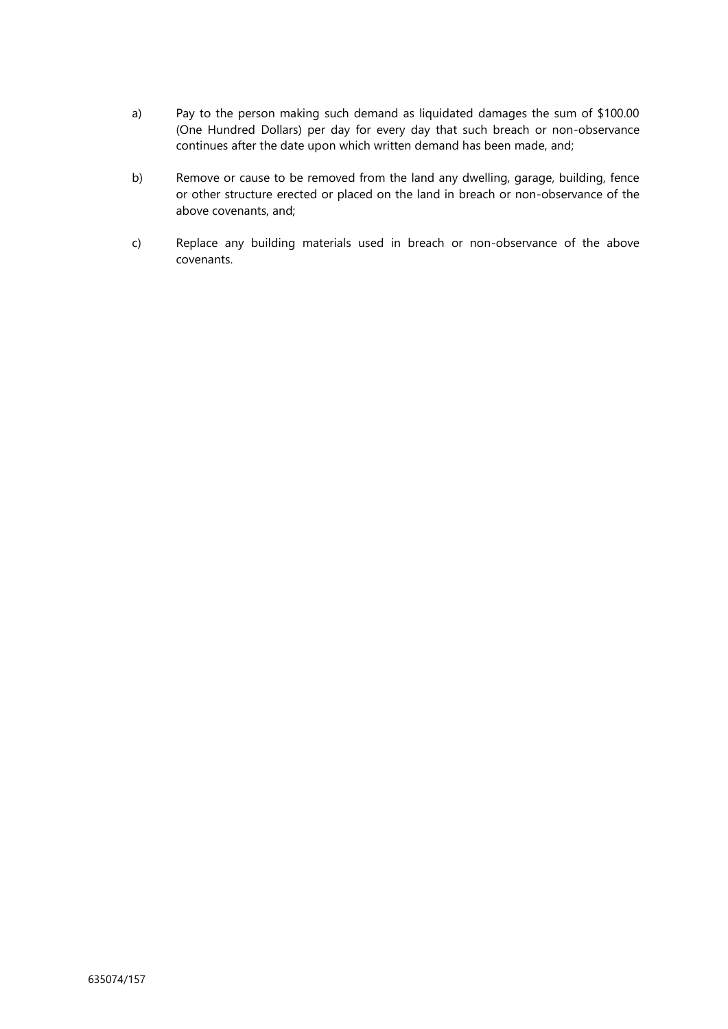a) Pay to the person making such demand as liquidated damages the sum of $100.00 (One Hundred Dollars) per day for every day that such breach or non-observance continues after the date upon which written demand has been made, and;

b) Remove or cause to be removed from the land any dwelling, garage, building, fence or other structure erected or placed on the land in breach or non-observance of the above covenants, and;

c) Replace any building materials used in breach or non-observance of the above covenants.

635074/157